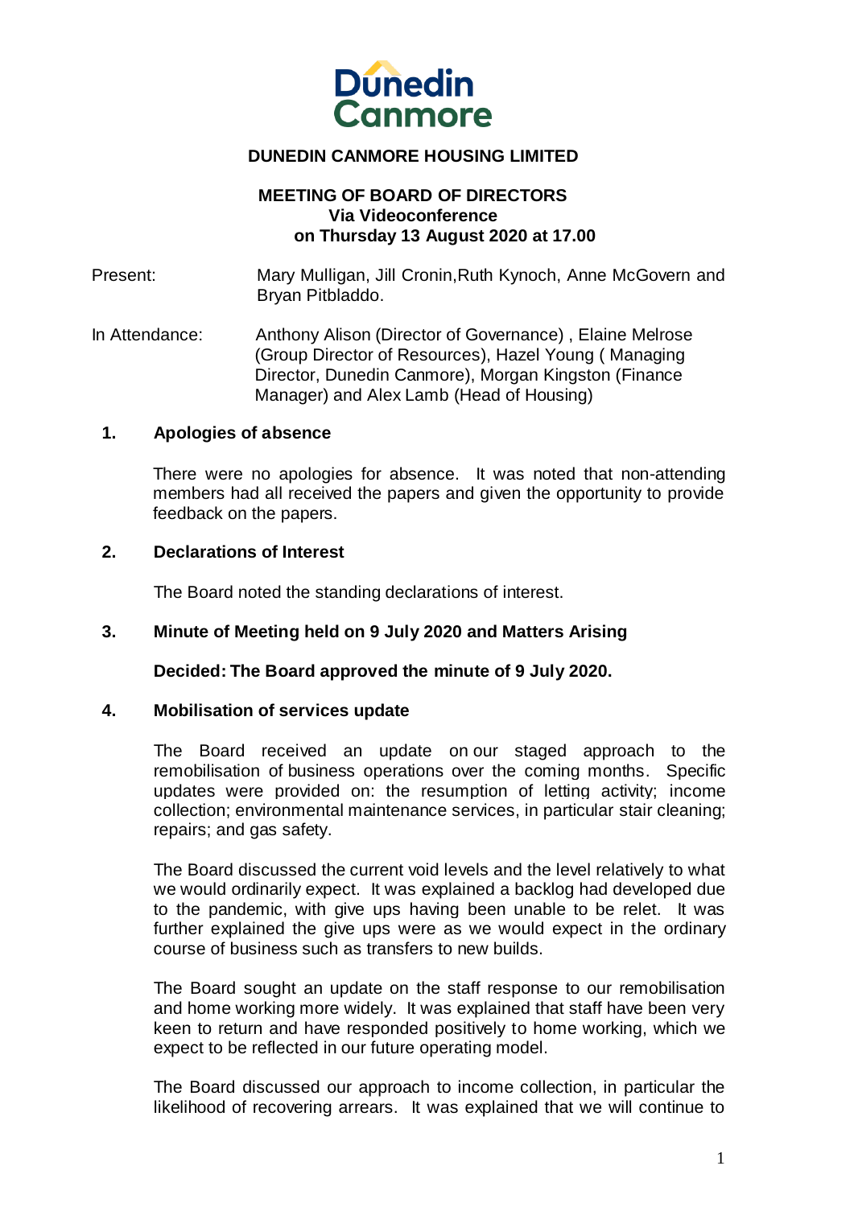**DUNEDIN CANMORE HOUSING LIMITED**

**MEETING OF BOARD OF DIRECTORS**
**Via Videoconference**
**on Thursday 13 August 2020 at 17.00**

Present: Mary Mulligan, Jill Cronin,Ruth Kynoch, Anne McGovern and Bryan Pitbladdo.

In Attendance: Anthony Alison (Director of Governance) , Elaine Melrose (Group Director of Resources), Hazel Young ( Managing Director, Dunedin Canmore), Morgan Kingston (Finance Manager) and Alex Lamb (Head of Housing)

## 1. Apologies of absence

There were no apologies for absence. It was noted that non-attending members had all received the papers and given the opportunity to provide feedback on the papers.

## 2. Declarations of Interest

The Board noted the standing declarations of interest.

## 3. Minute of Meeting held on 9 July 2020 and Matters Arising

**Decided: The Board approved the minute of 9 July 2020.**

## 4. Mobilisation of services update

The Board received an update on our staged approach to the remobilisation of business operations over the coming months. Specific updates were provided on: the resumption of letting activity; income collection; environmental maintenance services, in particular stair cleaning; repairs; and gas safety.

The Board discussed the current void levels and the level relatively to what we would ordinarily expect. It was explained a backlog had developed due to the pandemic, with give ups having been unable to be relet. It was further explained the give ups were as we would expect in the ordinary course of business such as transfers to new builds.

The Board sought an update on the staff response to our remobilisation and home working more widely. It was explained that staff have been very keen to return and have responded positively to home working, which we expect to be reflected in our future operating model.

The Board discussed our approach to income collection, in particular the likelihood of recovering arrears. It was explained that we will continue to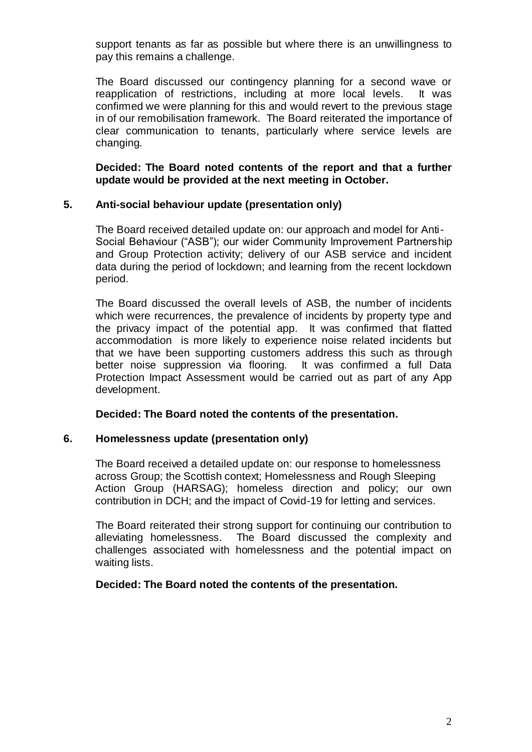support tenants as far as possible but where there is an unwillingness to pay this remains a challenge.

The Board discussed our contingency planning for a second wave or reapplication of restrictions, including at more local levels. It was confirmed we were planning for this and would revert to the previous stage in of our remobilisation framework. The Board reiterated the importance of clear communication to tenants, particularly where service levels are changing.

**Decided: The Board noted contents of the report and that a further update would be provided at the next meeting in October.**

## 5. Anti-social behaviour update (presentation only)

The Board received detailed update on: our approach and model for Anti-Social Behaviour ("ASB"); our wider Community Improvement Partnership and Group Protection activity; delivery of our ASB service and incident data during the period of lockdown; and learning from the recent lockdown period.

The Board discussed the overall levels of ASB, the number of incidents which were recurrences, the prevalence of incidents by property type and the privacy impact of the potential app. It was confirmed that flatted accommodation is more likely to experience noise related incidents but that we have been supporting customers address this such as through better noise suppression via flooring. It was confirmed a full Data Protection Impact Assessment would be carried out as part of any App development.

**Decided: The Board noted the contents of the presentation.**

## 6. Homelessness update (presentation only)

The Board received a detailed update on: our response to homelessness across Group; the Scottish context; Homelessness and Rough Sleeping Action Group (HARSAG); homeless direction and policy; our own contribution in DCH; and the impact of Covid-19 for letting and services.

The Board reiterated their strong support for continuing our contribution to alleviating homelessness. The Board discussed the complexity and challenges associated with homelessness and the potential impact on waiting lists.

**Decided: The Board noted the contents of the presentation.**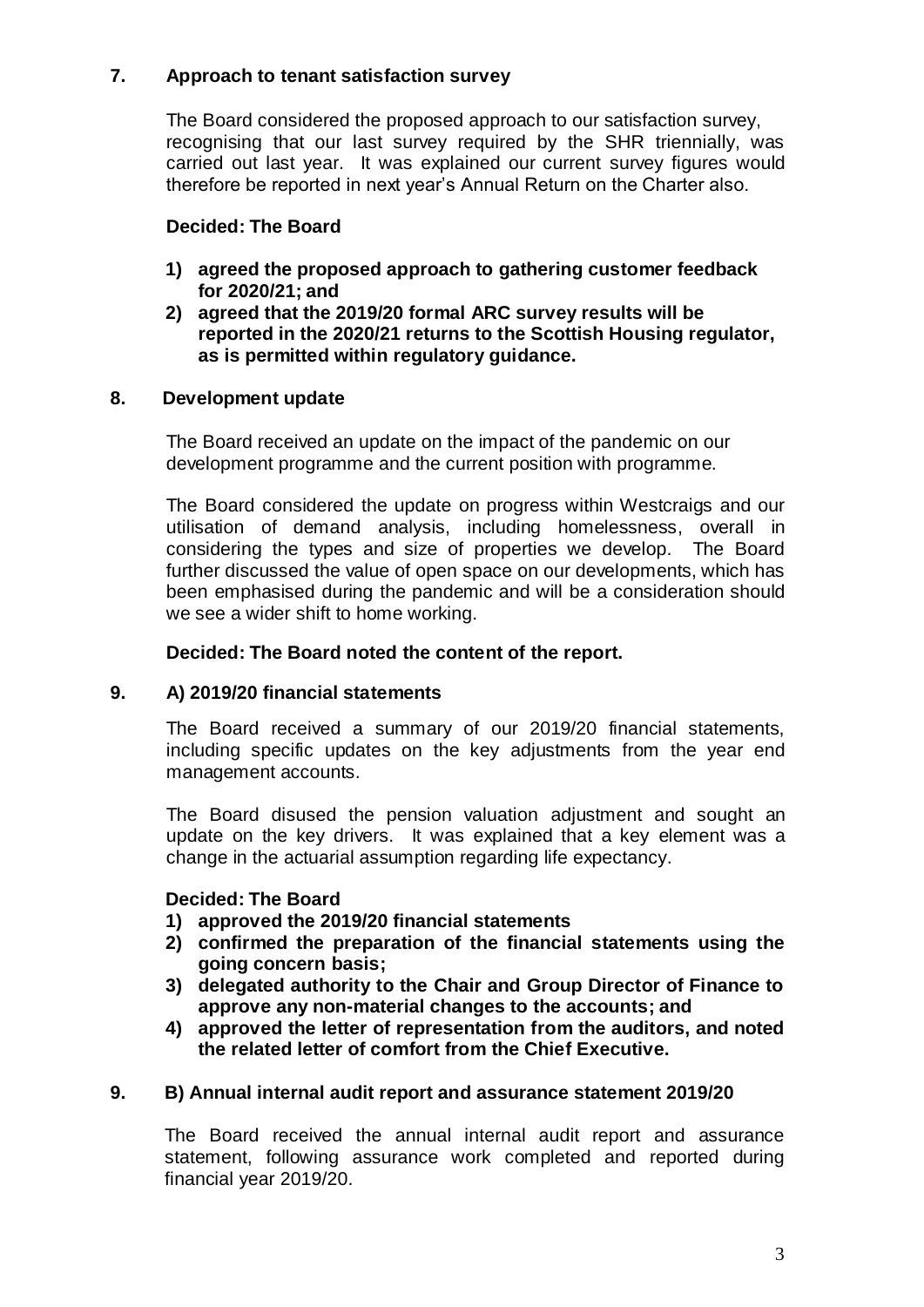## 7. Approach to tenant satisfaction survey

The Board considered the proposed approach to our satisfaction survey, recognising that our last survey required by the SHR triennially, was carried out last year. It was explained our current survey figures would therefore be reported in next year's Annual Return on the Charter also.

**Decided: The Board**

1) **agreed the proposed approach to gathering customer feedback for 2020/21; and**
2) **agreed that the 2019/20 formal ARC survey results will be reported in the 2020/21 returns to the Scottish Housing regulator, as is permitted within regulatory guidance.**

## 8. Development update

The Board received an update on the impact of the pandemic on our development programme and the current position with programme.

The Board considered the update on progress within Westcraigs and our utilisation of demand analysis, including homelessness, overall in considering the types and size of properties we develop. The Board further discussed the value of open space on our developments, which has been emphasised during the pandemic and will be a consideration should we see a wider shift to home working.

**Decided: The Board noted the content of the report.**

## 9. A) 2019/20 financial statements

The Board received a summary of our 2019/20 financial statements, including specific updates on the key adjustments from the year end management accounts.

The Board disused the pension valuation adjustment and sought an update on the key drivers. It was explained that a key element was a change in the actuarial assumption regarding life expectancy.

**Decided: The Board**

1) **approved the 2019/20 financial statements**
2) **confirmed the preparation of the financial statements using the going concern basis;**
3) **delegated authority to the Chair and Group Director of Finance to approve any non-material changes to the accounts; and**
4) **approved the letter of representation from the auditors, and noted the related letter of comfort from the Chief Executive.**

## 9. B) Annual internal audit report and assurance statement 2019/20

The Board received the annual internal audit report and assurance statement, following assurance work completed and reported during financial year 2019/20.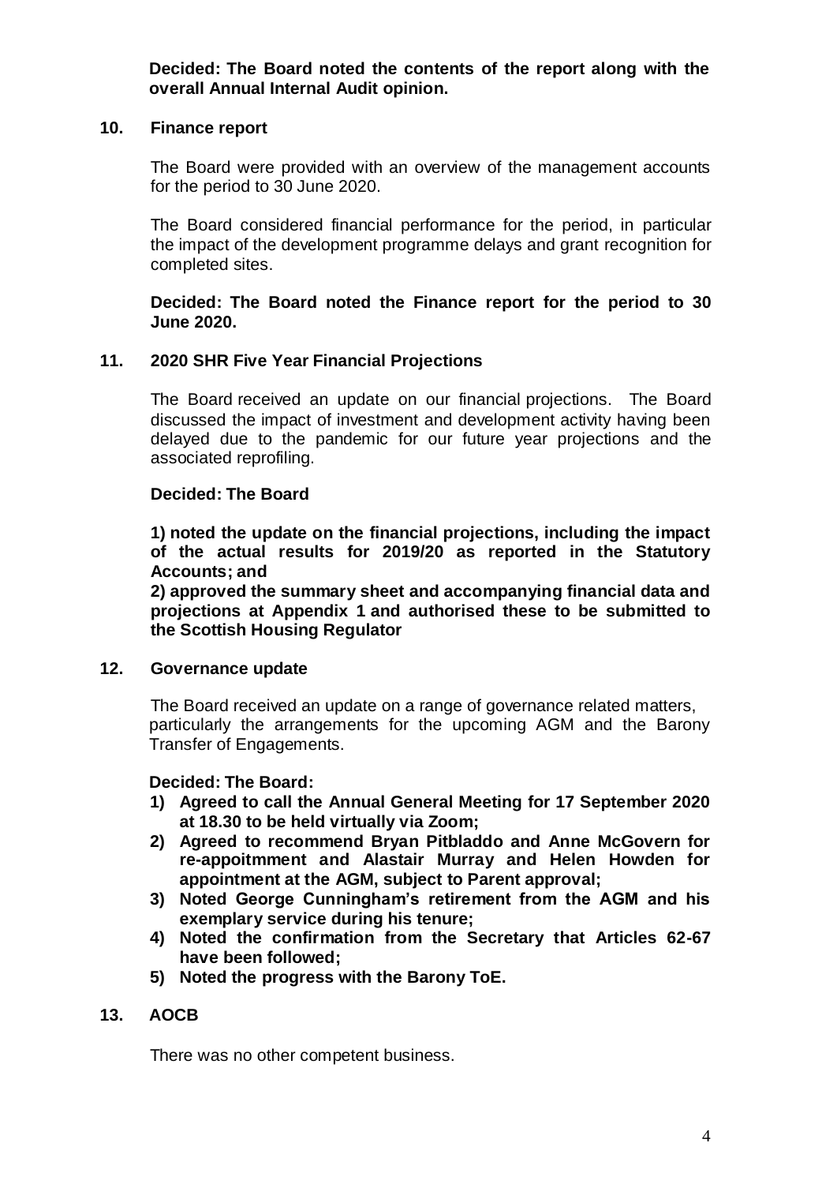**Decided: The Board noted the contents of the report along with the overall Annual Internal Audit opinion.**

## 10. Finance report

The Board were provided with an overview of the management accounts for the period to 30 June 2020.

The Board considered financial performance for the period, in particular the impact of the development programme delays and grant recognition for completed sites.

**Decided: The Board noted the Finance report for the period to 30 June 2020.**

## 11. 2020 SHR Five Year Financial Projections

The Board received an update on our financial projections. The Board discussed the impact of investment and development activity having been delayed due to the pandemic for our future year projections and the associated reprofiling.

**Decided: The Board**

**1) noted the update on the financial projections, including the impact of the actual results for 2019/20 as reported in the Statutory Accounts; and**

**2) approved the summary sheet and accompanying financial data and projections at Appendix 1 and authorised these to be submitted to the Scottish Housing Regulator**

## 12. Governance update

The Board received an update on a range of governance related matters, particularly the arrangements for the upcoming AGM and the Barony Transfer of Engagements.

**Decided: The Board:**

1) **Agreed to call the Annual General Meeting for 17 September 2020 at 18.30 to be held virtually via Zoom;**
2) **Agreed to recommend Bryan Pitbladdo and Anne McGovern for re-appoitmment and Alastair Murray and Helen Howden for appointment at the AGM, subject to Parent approval;**
3) **Noted George Cunningham's retirement from the AGM and his exemplary service during his tenure;**
4) **Noted the confirmation from the Secretary that Articles 62-67 have been followed;**
5) **Noted the progress with the Barony ToE.**

## 13. AOCB

There was no other competent business.